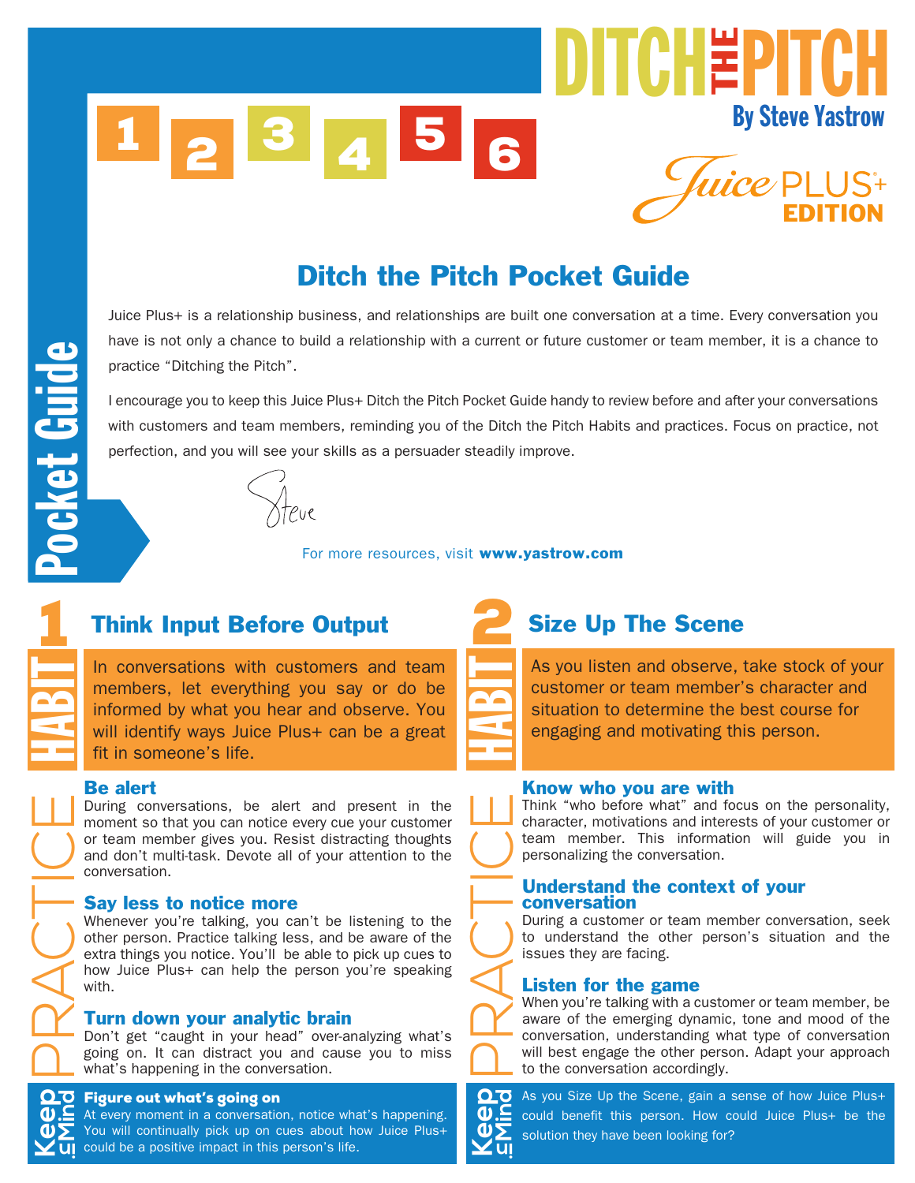# DITCH THE PITCH

**By Steve Yastrow**

Juice PLUS+ EDITION

Pocket Guide

1 2 3 4 5 6

## Ditch the Pitch Pocket Guide

Juice Plus+ is a relationship business, and relationships are built one conversation at a time. Every conversation you have is not only a chance to build a relationship with a current or future customer or team member, it is a chance to practice “Ditching the Pitch”.

I encourage you to keep this Juice Plus+ Ditch the Pitch Pocket Guide handy to review before and after your conversations with customers and team members, reminding you of the Ditch the Pitch Habits and practices. Focus on practice, not perfection, and you will see your skills as a persuader steadily improve.

Steve

For more resources, visit **www.yastrow.com**

## HABIT 1: Think Input Before Output

In conversations with customers and team members, let everything you say or do be informed by what you hear and observe. You will identify ways Juice Plus+ can be a great fit in someone’s life.

### PRACTICE

**Be alert**
During conversations, be alert and present in the moment so that you can notice every cue your customer or team member gives you. Resist distracting thoughts and don’t multi-task. Devote all of your attention to the conversation.

**Say less to notice more**
Whenever you’re talking, you can’t be listening to the other person. Practice talking less, and be aware of the extra things you notice. You’ll be able to pick up cues to how Juice Plus+ can help the person you’re speaking with.

**Turn down your analytic brain**
Don’t get “caught in your head” over-analyzing what’s going on. It can distract you and cause you to miss what’s happening in the conversation.

### Keep in Mind

**Figure out what’s going on**
At every moment in a conversation, notice what’s happening. You will continually pick up on cues about how Juice Plus+ could be a positive impact in this person’s life.

## HABIT 2: Size Up The Scene

As you listen and observe, take stock of your customer or team member’s character and situation to determine the best course for engaging and motivating this person.

### PRACTICE

**Know who you are with**
Think “who before what” and focus on the personality, character, motivations and interests of your customer or team member. This information will guide you in personalizing the conversation.

**Understand the context of your conversation**
During a customer or team member conversation, seek to understand the other person’s situation and the issues they are facing.

**Listen for the game**
When you’re talking with a customer or team member, be aware of the emerging dynamic, tone and mood of the conversation, understanding what type of conversation will best engage the other person. Adapt your approach to the conversation accordingly.

### Keep in Mind

As you Size Up the Scene, gain a sense of how Juice Plus+ could benefit this person. How could Juice Plus+ be the solution they have been looking for?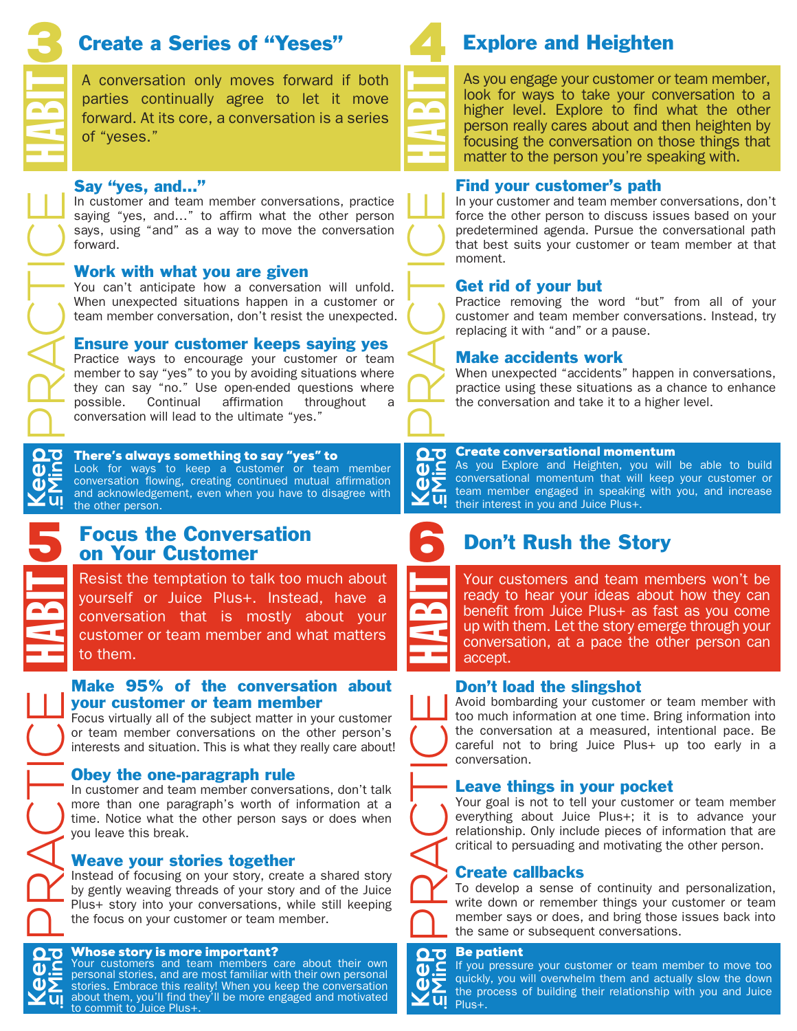# HABIT 3

## Create a Series of "Yeses"

A conversation only moves forward if both parties continually agree to let it move forward. At its core, a conversation is a series of "yeses."

### PRACTICE

**Say "yes, and…"**
In customer and team member conversations, practice saying "yes, and…" to affirm what the other person says, using "and" as a way to move the conversation forward.

**Work with what you are given**
You can't anticipate how a conversation will unfold. When unexpected situations happen in a customer or team member conversation, don't resist the unexpected.

**Ensure your customer keeps saying yes**
Practice ways to encourage your customer or team member to say "yes" to you by avoiding situations where they can say "no." Use open-ended questions where possible. Continual affirmation throughout a conversation will lead to the ultimate "yes."

### Keep in Mind

**There's always something to say "yes" to**
Look for ways to keep a customer or team member conversation flowing, creating continued mutual affirmation and acknowledgement, even when you have to disagree with the other person.

# HABIT 4

## Explore and Heighten

As you engage your customer or team member, look for ways to take your conversation to a higher level. Explore to find what the other person really cares about and then heighten by focusing the conversation on those things that matter to the person you're speaking with.

### PRACTICE

**Find your customer's path**
In your customer and team member conversations, don't force the other person to discuss issues based on your predetermined agenda. Pursue the conversational path that best suits your customer or team member at that moment.

**Get rid of your but**
Practice removing the word "but" from all of your customer and team member conversations. Instead, try replacing it with "and" or a pause.

**Make accidents work**
When unexpected "accidents" happen in conversations, practice using these situations as a chance to enhance the conversation and take it to a higher level.

### Keep in Mind

**Create conversational momentum**
As you Explore and Heighten, you will be able to build conversational momentum that will keep your customer or team member engaged in speaking with you, and increase their interest in you and Juice Plus+.

# HABIT 5

## Focus the Conversation on Your Customer

Resist the temptation to talk too much about yourself or Juice Plus+. Instead, have a conversation that is mostly about your customer or team member and what matters to them.

### PRACTICE

**Make 95% of the conversation about your customer or team member**
Focus virtually all of the subject matter in your customer or team member conversations on the other person's interests and situation. This is what they really care about!

**Obey the one-paragraph rule**
In customer and team member conversations, don't talk more than one paragraph's worth of information at a time. Notice what the other person says or does when you leave this break.

**Weave your stories together**
Instead of focusing on your story, create a shared story by gently weaving threads of your story and of the Juice Plus+ story into your conversations, while still keeping the focus on your customer or team member.

### Keep in Mind

**Whose story is more important?**
Your customers and team members care about their own personal stories, and are most familiar with their own personal stories. Embrace this reality! When you keep the conversation about them, you'll find they'll be more engaged and motivated to commit to Juice Plus+.

# HABIT 6

## Don't Rush the Story

Your customers and team members won't be ready to hear your ideas about how they can benefit from Juice Plus+ as fast as you come up with them. Let the story emerge through your conversation, at a pace the other person can accept.

### PRACTICE

**Don't load the slingshot**
Avoid bombarding your customer or team member with too much information at one time. Bring information into the conversation at a measured, intentional pace. Be careful not to bring Juice Plus+ up too early in a conversation.

**Leave things in your pocket**
Your goal is not to tell your customer or team member everything about Juice Plus+; it is to advance your relationship. Only include pieces of information that are critical to persuading and motivating the other person.

**Create callbacks**
To develop a sense of continuity and personalization, write down or remember things your customer or team member says or does, and bring those issues back into the same or subsequent conversations.

### Keep in Mind

**Be patient**
If you pressure your customer or team member to move too quickly, you will overwhelm them and actually slow the down the process of building their relationship with you and Juice Plus+.